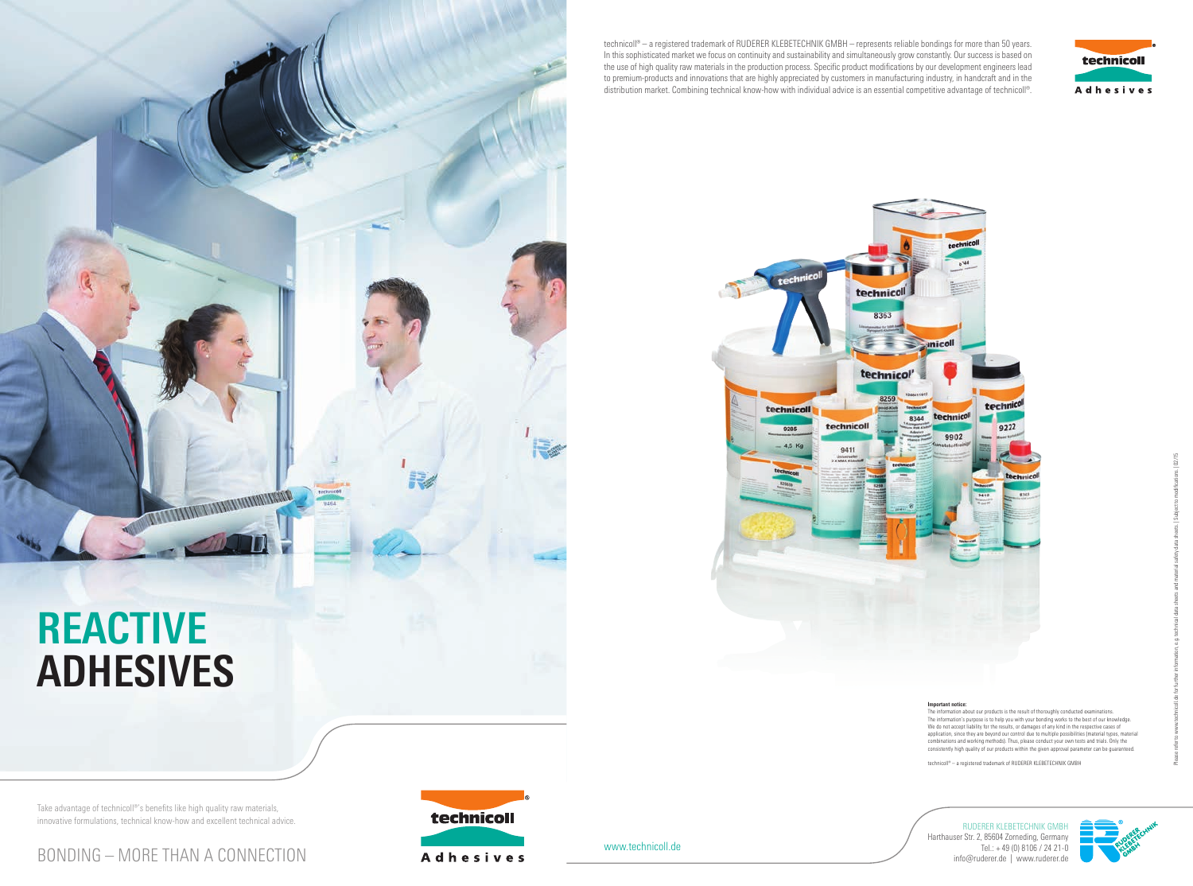technicoll® – a registered trademark of RUDERER KLEBETECHNIK GMBH – represents reliable bondings for more than 50 years. In this sophisticated market we focus on continuity and sustainability and simultaneously grow constantly. Our success is based on the use of high quality raw materials in the production process. Specific product modifications by our development engineers lead to premium-products and innovations that are highly appreciated by customers in manufacturing industry, in handcraft and in the distribution market. Combining technical know-how with individual advice is an essential competitive advantage of technicoll®.

technicoll Adhesives

# REACTIVE ADHESIVES

**Important notice:**
The information about our products is the result of thoroughly conducted examinations. The information's purpose is to help you with your bonding works to the best of our knowledge. We do not accept liability for the results, or damages of any kind in the respective cases of application, since they are beyond our control due to multiple possibilities (material types, material combinations and working methods). Thus, please conduct your own tests and trials. Only the consistently high quality of our products within the given approval parameter can be guaranteed.

technicoll® – a registered trademark of RUDERER KLEBETECHNIK GMBH

Please refer to www.technicoll.de for further information, e.g. technical data sheets and material safety data sheets. | Subject to modifications. | 02/15

Take advantage of technicoll®'s benefits like high quality raw materials, innovative formulations, technical know-how and excellent technical advice.

BONDING – MORE THAN A CONNECTION

technicoll Adhesives

www.technicoll.de

RUDERER KLEBETECHNIK GMBH
Harthauser Str. 2, 85604 Zorneding, Germany
Tel.: + 49 (0) 8106 / 24 21-0
info@ruderer.de | www.ruderer.de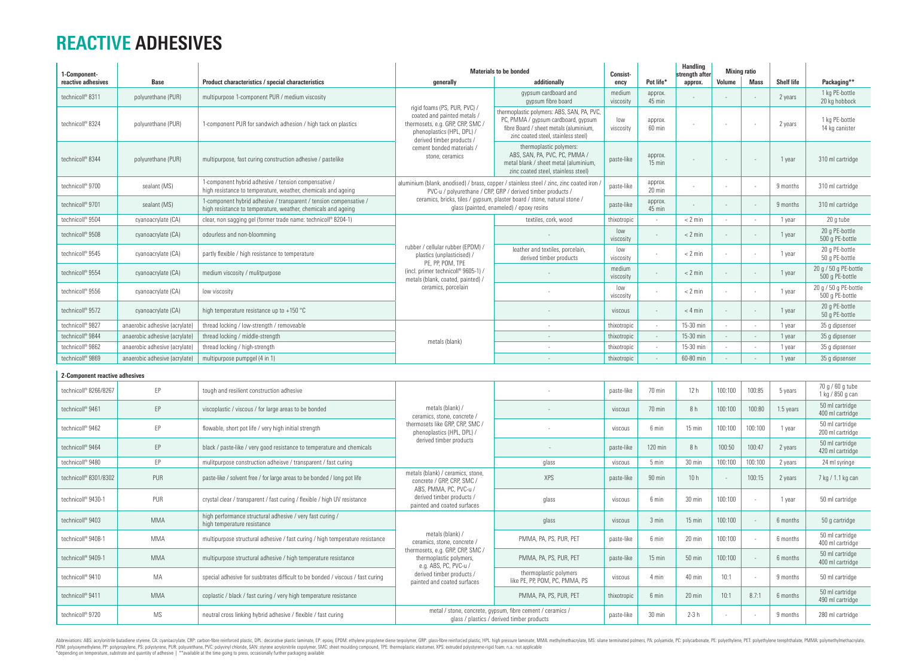# REACTIVE ADHESIVES

| 1-Component-reactive adhesives | Base | Product characteristics / special characteristics | Materials to be bonded generally | Materials to be bonded additionally | Consistency | Pot life* | Handling strength after approx. | Mixing ratio Volume | Mixing ratio Mass | Shelf life | Packaging** |
|---|---|---|---|---|---|---|---|---|---|---|---|
| technicoll® 8311 | polyurethane (PUR) | multipurpose 1-component PUR / medium viscosity | rigid foams (PS, PUR, PVC) / coated and painted metals / thermosets, e.g. GRP, CRP, SMC / phenoplastics (HPL, DPL) / derived timber products / cement bonded materials / stone, ceramics | gypsum cardboard and gypsum fibre board | medium viscosity | approx. 45 min | - | - | - | 2 years | 1 kg PE-bottle 20 kg hobbock |
| technicoll® 8324 | polyurethane (PUR) | 1-component PUR for sandwich adhesion / high tack on plastics | | thermoplastic polymers: ABS, SAN, PA, PVC, PC, PMMA / gypsum cardboard, gypsum fibre Board / sheet metals (aluminium, zinc coated steel, stainless steel) | low viscosity | approx. 60 min | - | - | - | 2 years | 1 kg PE-bottle 14 kg canister |
| technicoll® 8344 | polyurethane (PUR) | multipurpose, fast curing construction adhesive / pastelike | | thermoplastic polymers: ABS, SAN, PA, PVC, PC, PMMA / metal blank / sheet metal (aluminium, zinc coated steel, stainless steel) | paste-like | approx. 15 min | - | - | - | 1 year | 310 ml cartridge |
| technicoll® 9700 | sealant (MS) | 1-component hybrid adhesive / tension compensative / high resistance to temperature, weather, chemicals and ageing | aluminium (blank, anodised) / brass, copper / stainless steel / zinc, zinc coated iron / PVC-u / polyurethane / CRP, GRP / derived timber products / ceramics, bricks, tiles / gypsum, plaster board / stone, natural stone / glass (painted, enameled) / epoxy resins | | paste-like | approx. 20 min | - | - | - | 9 months | 310 ml cartridge |
| technicoll® 9701 | sealant (MS) | 1-component hybrid adhesive / transparent / tension compensative / high resistance to temperature, weather, chemicals and ageing | | | paste-like | approx. 45 min | - | - | - | 9 months | 310 ml cartridge |
| technicoll® 9504 | cyanoacrylate (CA) | clear, non sagging gel (former trade name: technicoll® 8204-1) | rubber / cellular rubber (EPDM) / plastics (unplasticised) / PE, PP, POM, TPE (incl. primer technicoll® 9605-1) / metals (blank, coated, painted) / ceramics, porcelain | textiles, cork, wood | thixotropic | - | < 2 min | - | - | 1 year | 20 g tube |
| technicoll® 9508 | cyanoacrylate (CA) | odourless and non-blooming | | - | low viscosity | - | < 2 min | - | - | 1 year | 20 g PE-bottle 500 g PE-bottle |
| technicoll® 9545 | cyanoacrylate (CA) | partly flexible / high resistance to temperature | | leather and textiles, porcelain, derived timber products | low viscosity | - | < 2 min | - | - | 1 year | 20 g PE-bottle 50 g PE-bottle |
| technicoll® 9554 | cyanoacrylate (CA) | medium viscosity / mulitpurpose | | - | medium viscosity | - | < 2 min | - | - | 1 year | 20 g / 50 g PE-bottle 500 g PE-bottle |
| technicoll® 9556 | cyanoacrylate (CA) | low viscosity | | - | low viscosity | - | < 2 min | - | - | 1 year | 20 g / 50 g PE-bottle 500 g PE-bottle |
| technicoll® 9572 | cyanoacrylate (CA) | high temperature resistance up to +150 °C | | - | viscous | - | < 4 min | - | - | 1 year | 20 g PE-bottle 50 g PE-bottle |
| technicoll® 9827 | anaerobic adhesive (acrylate) | thread locking / low-strength / removeable | metals (blank) | - | thixotropic | - | 15-30 min | - | - | 1 year | 35 g dipsenser |
| technicoll® 9844 | anaerobic adhesive (acrylate) | thread locking / middle-strength | | - | thixotropic | - | 15-30 min | - | - | 1 year | 35 g dipsenser |
| technicoll® 9862 | anaerobic adhesive (acrylate) | thread locking / high-strength | | - | thixotropic | - | 15-30 min | - | - | 1 year | 35 g dipsenser |
| technicoll® 9869 | anaerobic adhesive (acrylate) | multipurpose pumpgel (4 in 1) | | - | thixotropic | - | 60-80 min | - | - | 1 year | 35 g dipsenser |
| **2-Component reactive adhesives** | | | | | | | | | | | |
| technicoll® 8266/8267 | EP | tough and resilient construction adhesive | metals (blank) / ceramics, stone, concrete / thermosets like GRP, CRP, SMC / phenoplastics (HPL, DPL) / derived timber products | - | paste-like | 70 min | 12 h | 100:100 | 100:85 | 5 years | 70 g / 60 g tube 1 kg / 850 g can |
| technicoll® 9461 | EP | viscoplastic / viscous / for large areas to be bonded | | - | viscous | 70 min | 8 h | 100:100 | 100:80 | 1.5 years | 50 ml cartridge 400 ml cartridge |
| technicoll® 9462 | EP | flowable, short pot life / very high initial strength | | - | viscous | 6 min | 15 min | 100:100 | 100:100 | 1 year | 50 ml cartridge 200 ml cartridge |
| technicoll® 9464 | EP | black / paste-like / very good resistance to temperature and chemicals | | - | paste-like | 120 min | 8 h | 100:50 | 100:47 | 2 years | 50 ml cartridge 420 ml cartridge |
| technicoll® 9480 | EP | mulitpurpose construction adheisve / transparent / fast curing | | glass | viscous | 5 min | 30 min | 100:100 | 100:100 | 2 years | 24 ml syringe |
| technicoll® 8301/8302 | PUR | paste-like / solvent free / for large areas to be bonded / long pot life | metals (blank) / ceramics, stone, concrete / GRP, CRP, SMC / ABS, PMMA, PC, PVC-u / derived timber products / painted and coated surfaces | XPS | paste-like | 90 min | 10 h | - | 100:15 | 2 years | 7 kg / 1.1 kg can |
| technicoll® 9430-1 | PUR | crystal clear / transparent / fast curing / flexible / high UV resistance | | glass | viscous | 6 min | 30 min | 100:100 | - | 1 year | 50 ml cartridge |
| technicoll® 9403 | MMA | high performance structural adhesive / very fast curing / high temperature resistance | metals (blank) / ceramics, stone, concrete / thermosets, e.g. GRP, CRP, SMC / thermoplastic polymers, e.g. ABS, PC, PVC-u / derived timber products / painted and coated surfaces | glass | viscous | 3 min | 15 min | 100:100 | - | 6 months | 50 g cartridge |
| technicoll® 9408-1 | MMA | multipurpose structural adhesive / fast curing / high temperature resistance | | PMMA, PA, PS, PUR, PET | paste-like | 6 min | 20 min | 100:100 | - | 6 months | 50 ml cartridge 400 ml cartridge |
| technicoll® 9409-1 | MMA | multipurpose structural adhesive / high temperature resistance | | PMMA, PA, PS, PUR, PET | paste-like | 15 min | 50 min | 100:100 | - | 6 months | 50 ml cartridge 400 ml cartridge |
| technicoll® 9410 | MA | special adhesive for substrates difficult to be bonded / viscous / fast curing | | thermoplastic polymers like PE, PP, POM, PC, PMMA, PS | viscous | 4 min | 40 min | 10:1 | - | 9 months | 50 ml cartridge |
| technicoll® 9411 | MMA | coplastic / black / fast curing / very high temperature resistance | | PMMA, PA, PS, PUR, PET | thixotropic | 6 min | 20 min | 10:1 | 8.7:1 | 6 months | 50 ml cartridge 490 ml cartridge |
| technicoll® 9720 | MS | neutral cross linking hybrid adhesive / flexible / fast curing | metal / stone, concrete, gypsum, fibre cement / ceramics / glass / plastics / derived timber products | | paste-like | 30 min | 2-3 h | - | - | 9 months | 280 ml cartridge |

Abbreviations: ABS: acrylonitrile butadiene styrene, CA: cyanoacrylate, CRP: carbon-fibre reinforced plastic, DPL: decorative plastic laminate, EP: epoxy, EPDM: ethylene propylene diene terpolymer, GRP: glass-fibre reinforced plastic, HPL: high pressure laminate, MMA: methylmethacrylate, MS: silane terminated polmers, PA: polyamide, PC: polycarbonate, PE: polyethylene, PET: polyethylene terephthalate, PMMA: polymethylmethacrylate, POM: polyoxymethylene, PP: polypropylene, PS: polystyrene, PUR: polyurethane, PVC: polyvinyl chloride, SAN: styrene acrylonitrile copolymer, SMC: sheet moulding compound, TPE: thermoplastic elastomer, XPS: extruded polystyrene-rigid foam, n.a.: not applicable
*depending on temperature, substrate and quantity of adhesive | **available at the time going to press, occasionally further packaging available